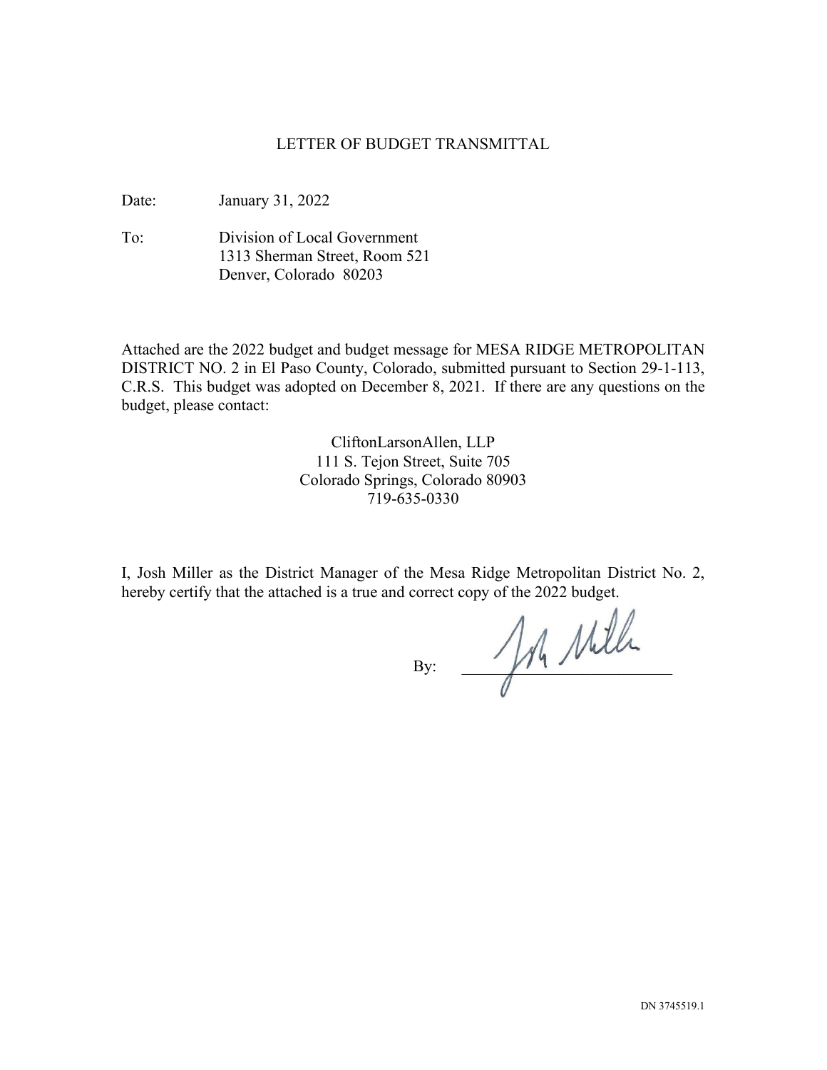# LETTER OF BUDGET TRANSMITTAL

Date: January 31, 2022

To: Division of Local Government
1313 Sherman Street, Room 521
Denver, Colorado 80203

Attached are the 2022 budget and budget message for MESA RIDGE METROPOLITAN DISTRICT NO. 2 in El Paso County, Colorado, submitted pursuant to Section 29-1-113, C.R.S. This budget was adopted on December 8, 2021. If there are any questions on the budget, please contact:

CliftonLarsonAllen, LLP
111 S. Tejon Street, Suite 705
Colorado Springs, Colorado 80903
719-635-0330

I, Josh Miller as the District Manager of the Mesa Ridge Metropolitan District No. 2, hereby certify that the attached is a true and correct copy of the 2022 budget.

By: ______________________________

DN 3745519.1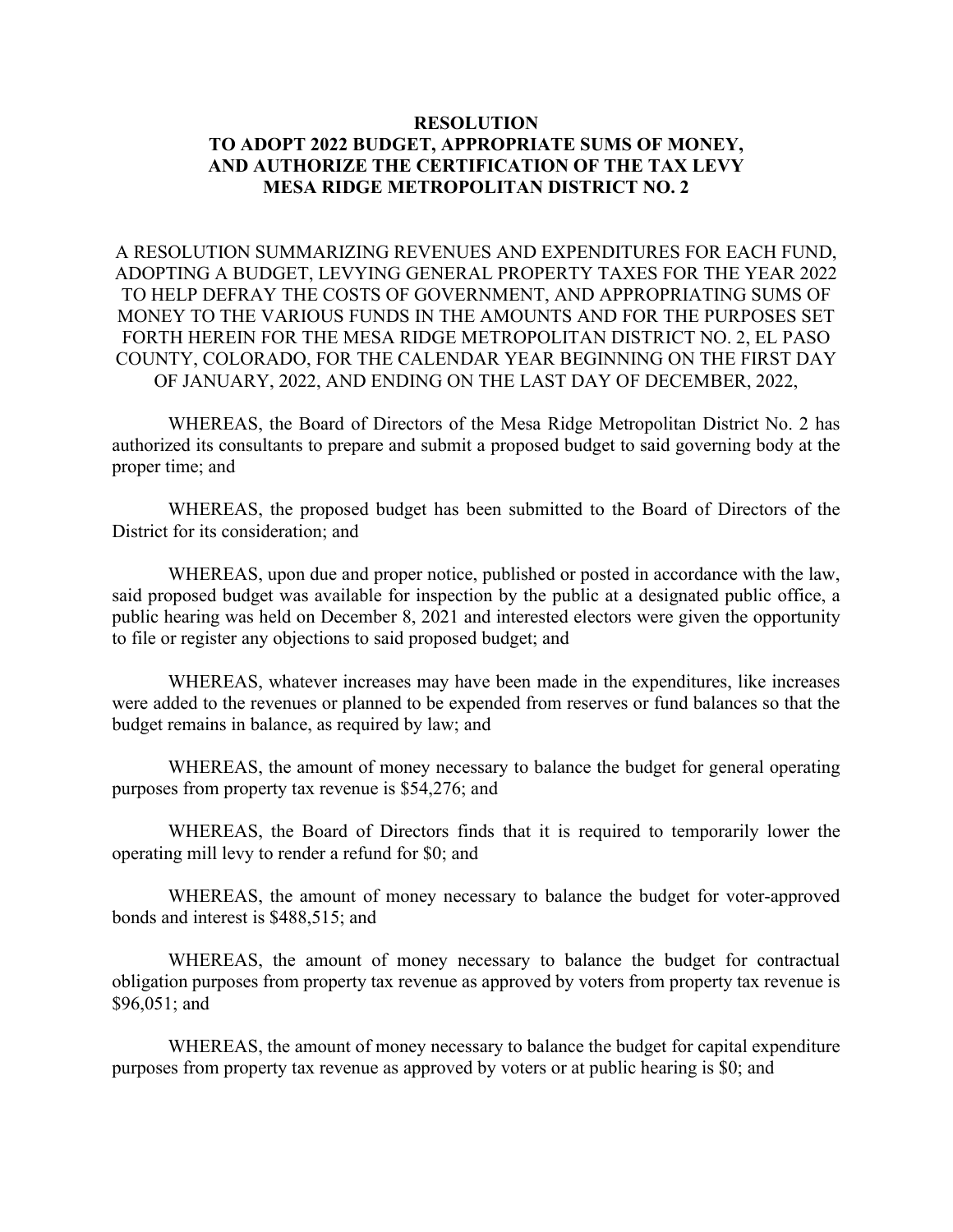**RESOLUTION**
**TO ADOPT 2022 BUDGET, APPROPRIATE SUMS OF MONEY,**
**AND AUTHORIZE THE CERTIFICATION OF THE TAX LEVY**
**MESA RIDGE METROPOLITAN DISTRICT NO. 2**

A RESOLUTION SUMMARIZING REVENUES AND EXPENDITURES FOR EACH FUND, ADOPTING A BUDGET, LEVYING GENERAL PROPERTY TAXES FOR THE YEAR 2022 TO HELP DEFRAY THE COSTS OF GOVERNMENT, AND APPROPRIATING SUMS OF MONEY TO THE VARIOUS FUNDS IN THE AMOUNTS AND FOR THE PURPOSES SET FORTH HEREIN FOR THE MESA RIDGE METROPOLITAN DISTRICT NO. 2, EL PASO COUNTY, COLORADO, FOR THE CALENDAR YEAR BEGINNING ON THE FIRST DAY OF JANUARY, 2022, AND ENDING ON THE LAST DAY OF DECEMBER, 2022,

WHEREAS, the Board of Directors of the Mesa Ridge Metropolitan District No. 2 has authorized its consultants to prepare and submit a proposed budget to said governing body at the proper time; and

WHEREAS, the proposed budget has been submitted to the Board of Directors of the District for its consideration; and

WHEREAS, upon due and proper notice, published or posted in accordance with the law, said proposed budget was available for inspection by the public at a designated public office, a public hearing was held on December 8, 2021 and interested electors were given the opportunity to file or register any objections to said proposed budget; and

WHEREAS, whatever increases may have been made in the expenditures, like increases were added to the revenues or planned to be expended from reserves or fund balances so that the budget remains in balance, as required by law; and

WHEREAS, the amount of money necessary to balance the budget for general operating purposes from property tax revenue is $54,276; and

WHEREAS, the Board of Directors finds that it is required to temporarily lower the operating mill levy to render a refund for $0; and

WHEREAS, the amount of money necessary to balance the budget for voter-approved bonds and interest is $488,515; and

WHEREAS, the amount of money necessary to balance the budget for contractual obligation purposes from property tax revenue as approved by voters from property tax revenue is $96,051; and

WHEREAS, the amount of money necessary to balance the budget for capital expenditure purposes from property tax revenue as approved by voters or at public hearing is $0; and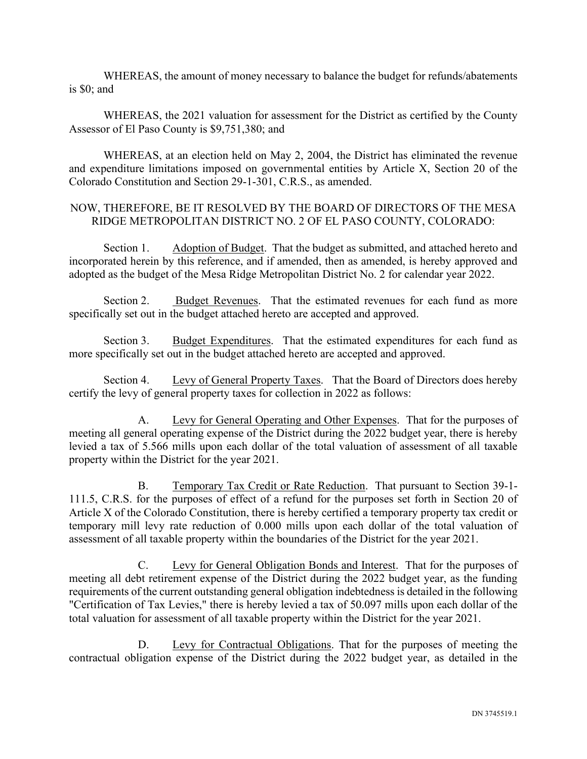WHEREAS, the amount of money necessary to balance the budget for refunds/abatements is $0; and

WHEREAS, the 2021 valuation for assessment for the District as certified by the County Assessor of El Paso County is $9,751,380; and

WHEREAS, at an election held on May 2, 2004, the District has eliminated the revenue and expenditure limitations imposed on governmental entities by Article X, Section 20 of the Colorado Constitution and Section 29-1-301, C.R.S., as amended.

NOW, THEREFORE, BE IT RESOLVED BY THE BOARD OF DIRECTORS OF THE MESA RIDGE METROPOLITAN DISTRICT NO. 2 OF EL PASO COUNTY, COLORADO:

Section 1. Adoption of Budget. That the budget as submitted, and attached hereto and incorporated herein by this reference, and if amended, then as amended, is hereby approved and adopted as the budget of the Mesa Ridge Metropolitan District No. 2 for calendar year 2022.

Section 2. Budget Revenues. That the estimated revenues for each fund as more specifically set out in the budget attached hereto are accepted and approved.

Section 3. Budget Expenditures. That the estimated expenditures for each fund as more specifically set out in the budget attached hereto are accepted and approved.

Section 4. Levy of General Property Taxes. That the Board of Directors does hereby certify the levy of general property taxes for collection in 2022 as follows:

A. Levy for General Operating and Other Expenses. That for the purposes of meeting all general operating expense of the District during the 2022 budget year, there is hereby levied a tax of 5.566 mills upon each dollar of the total valuation of assessment of all taxable property within the District for the year 2021.

B. Temporary Tax Credit or Rate Reduction. That pursuant to Section 39-1-111.5, C.R.S. for the purposes of effect of a refund for the purposes set forth in Section 20 of Article X of the Colorado Constitution, there is hereby certified a temporary property tax credit or temporary mill levy rate reduction of 0.000 mills upon each dollar of the total valuation of assessment of all taxable property within the boundaries of the District for the year 2021.

C. Levy for General Obligation Bonds and Interest. That for the purposes of meeting all debt retirement expense of the District during the 2022 budget year, as the funding requirements of the current outstanding general obligation indebtedness is detailed in the following "Certification of Tax Levies," there is hereby levied a tax of 50.097 mills upon each dollar of the total valuation for assessment of all taxable property within the District for the year 2021.

D. Levy for Contractual Obligations. That for the purposes of meeting the contractual obligation expense of the District during the 2022 budget year, as detailed in the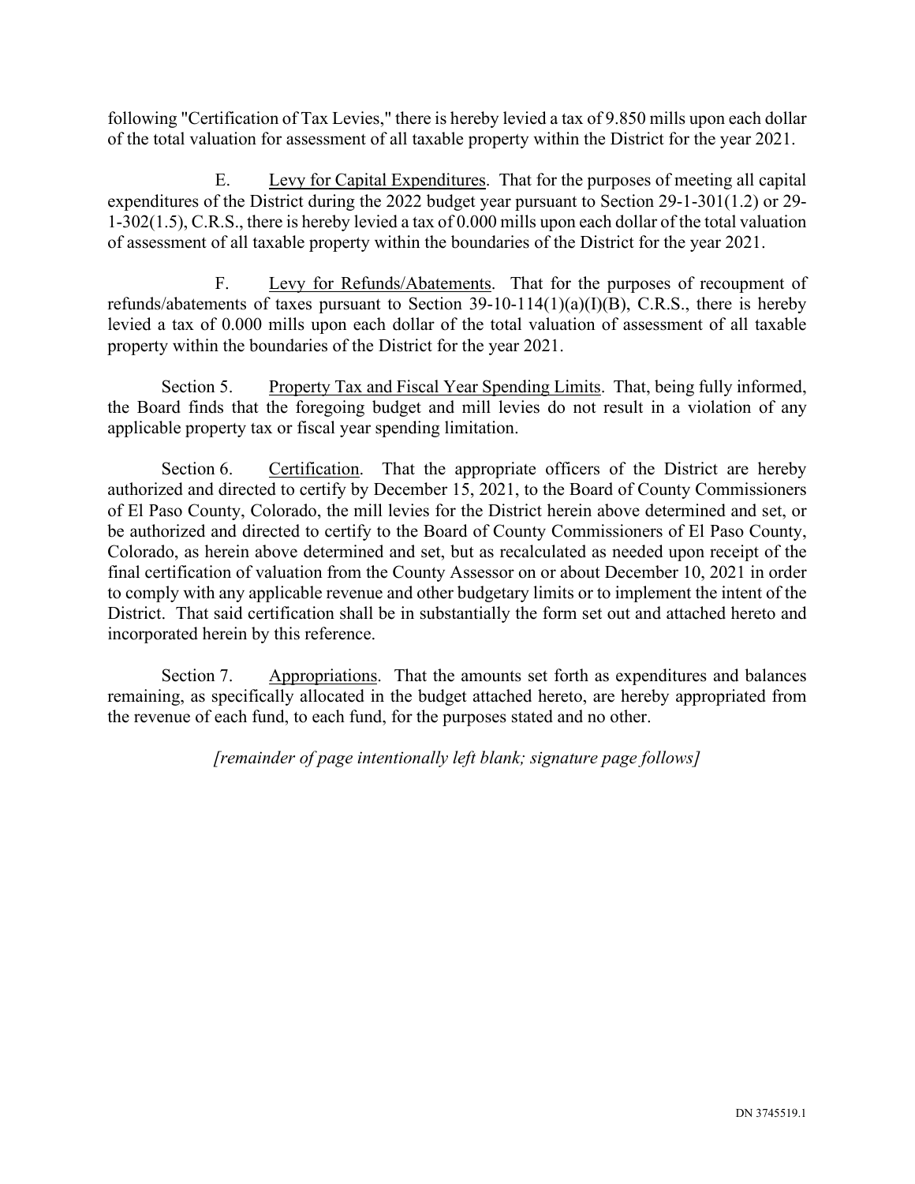following "Certification of Tax Levies," there is hereby levied a tax of 9.850 mills upon each dollar of the total valuation for assessment of all taxable property within the District for the year 2021.

E. Levy for Capital Expenditures. That for the purposes of meeting all capital expenditures of the District during the 2022 budget year pursuant to Section 29-1-301(1.2) or 29-1-302(1.5), C.R.S., there is hereby levied a tax of 0.000 mills upon each dollar of the total valuation of assessment of all taxable property within the boundaries of the District for the year 2021.

F. Levy for Refunds/Abatements. That for the purposes of recoupment of refunds/abatements of taxes pursuant to Section 39-10-114(1)(a)(I)(B), C.R.S., there is hereby levied a tax of 0.000 mills upon each dollar of the total valuation of assessment of all taxable property within the boundaries of the District for the year 2021.

Section 5. Property Tax and Fiscal Year Spending Limits. That, being fully informed, the Board finds that the foregoing budget and mill levies do not result in a violation of any applicable property tax or fiscal year spending limitation.

Section 6. Certification. That the appropriate officers of the District are hereby authorized and directed to certify by December 15, 2021, to the Board of County Commissioners of El Paso County, Colorado, the mill levies for the District herein above determined and set, or be authorized and directed to certify to the Board of County Commissioners of El Paso County, Colorado, as herein above determined and set, but as recalculated as needed upon receipt of the final certification of valuation from the County Assessor on or about December 10, 2021 in order to comply with any applicable revenue and other budgetary limits or to implement the intent of the District. That said certification shall be in substantially the form set out and attached hereto and incorporated herein by this reference.

Section 7. Appropriations. That the amounts set forth as expenditures and balances remaining, as specifically allocated in the budget attached hereto, are hereby appropriated from the revenue of each fund, to each fund, for the purposes stated and no other.

*[remainder of page intentionally left blank; signature page follows]*

DN 3745519.1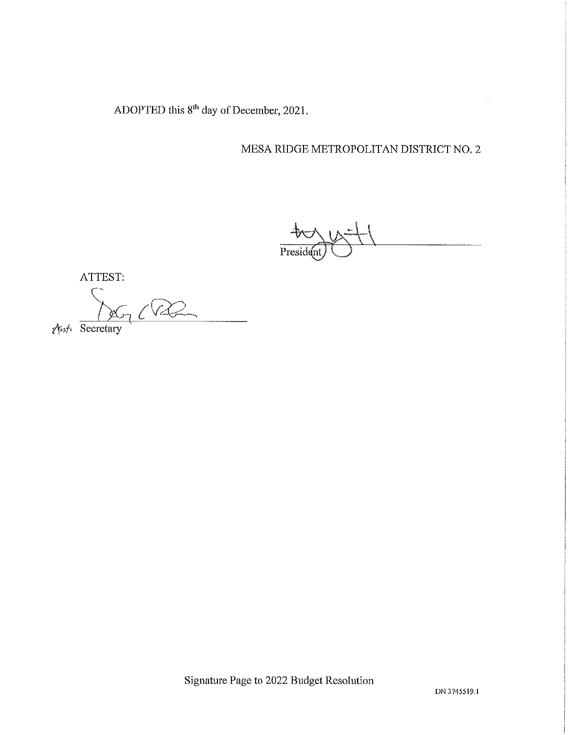ADOPTED this 8th day of December, 2021.

MESA RIDGE METROPOLITAN DISTRICT NO. 2

President

ATTEST:

Asst. Secretary

Signature Page to 2022 Budget Resolution

DN 3745519.1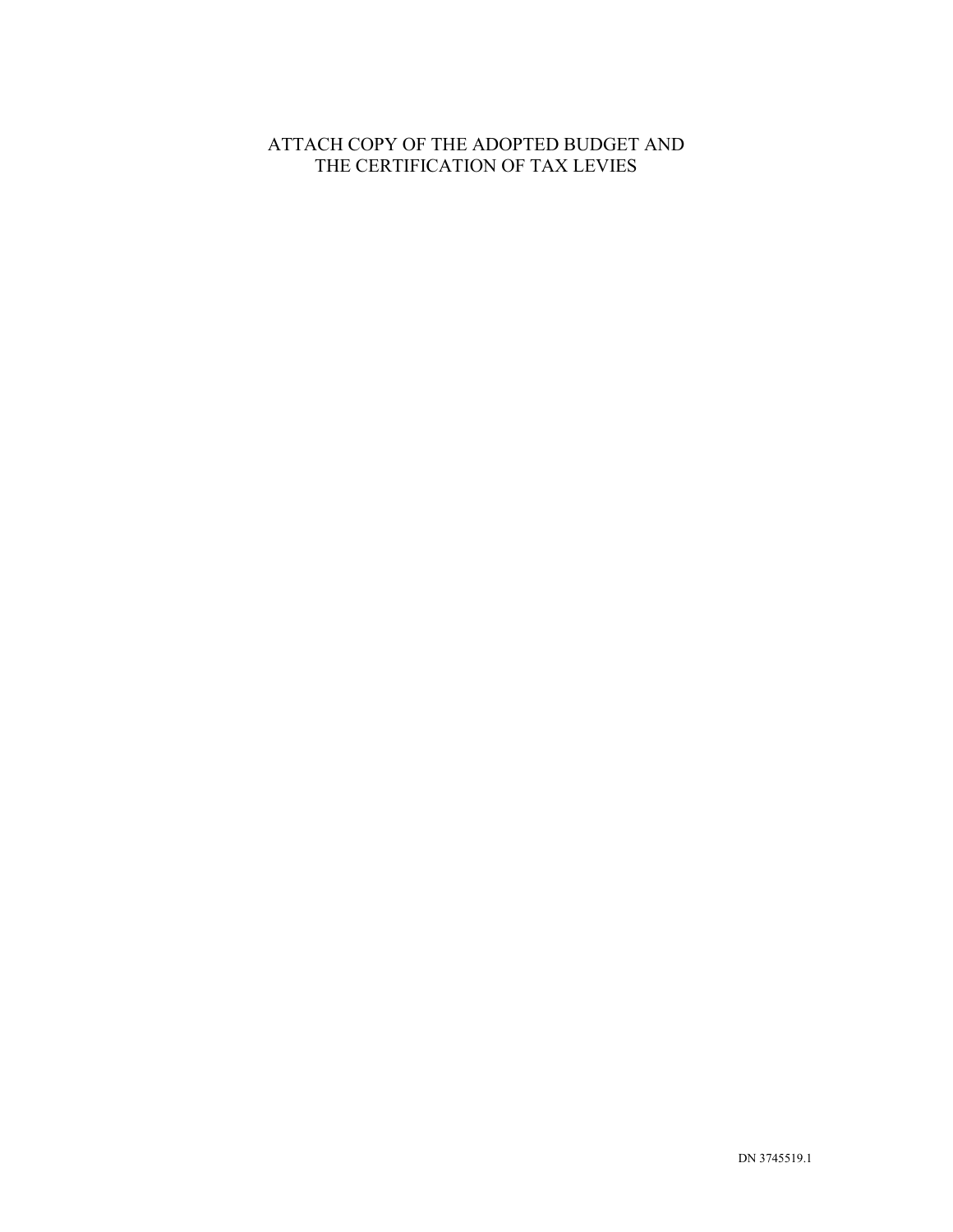ATTACH COPY OF THE ADOPTED BUDGET AND
THE CERTIFICATION OF TAX LEVIES

DN 3745519.1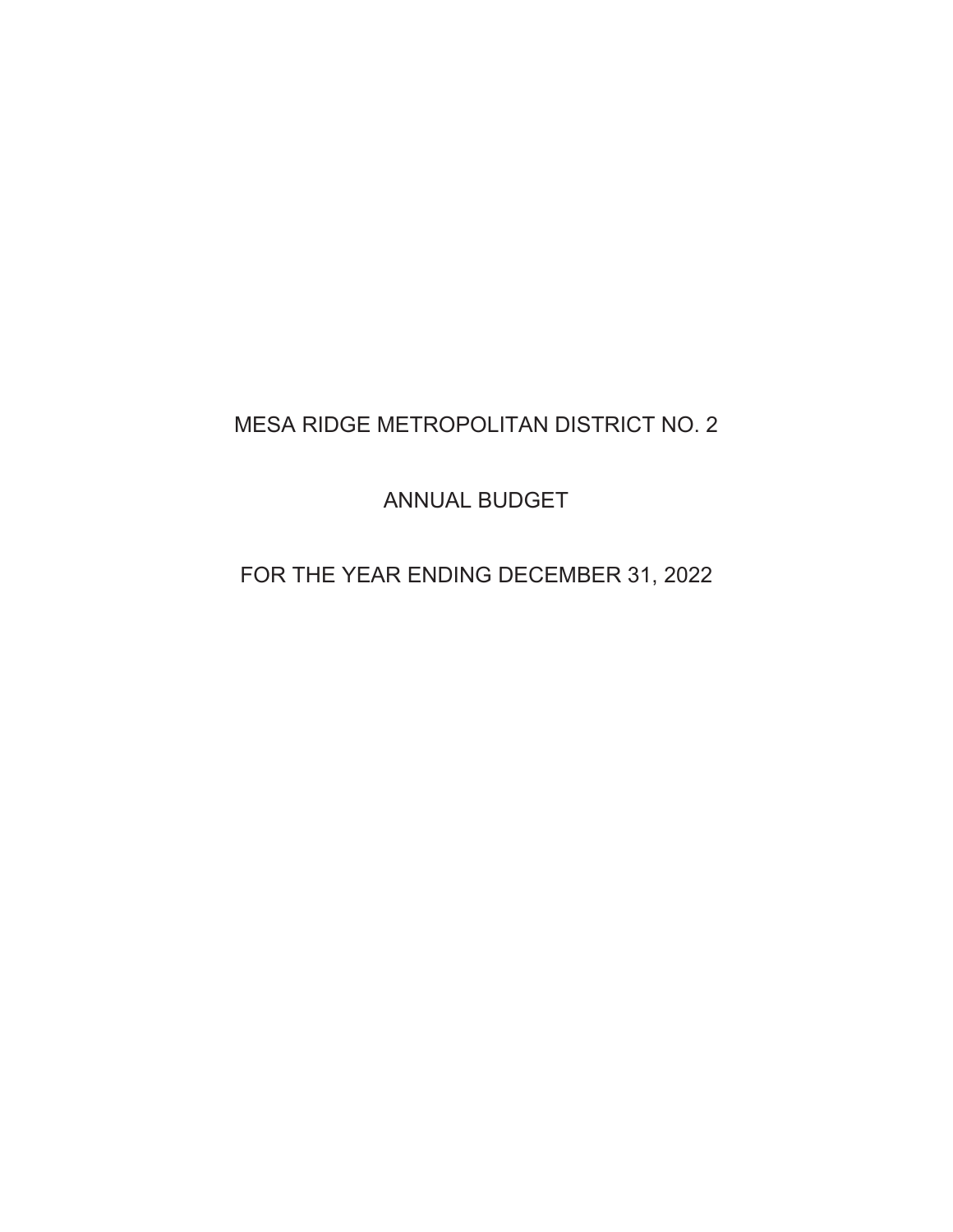# MESA RIDGE METROPOLITAN DISTRICT NO. 2

# ANNUAL BUDGET

# FOR THE YEAR ENDING DECEMBER 31, 2022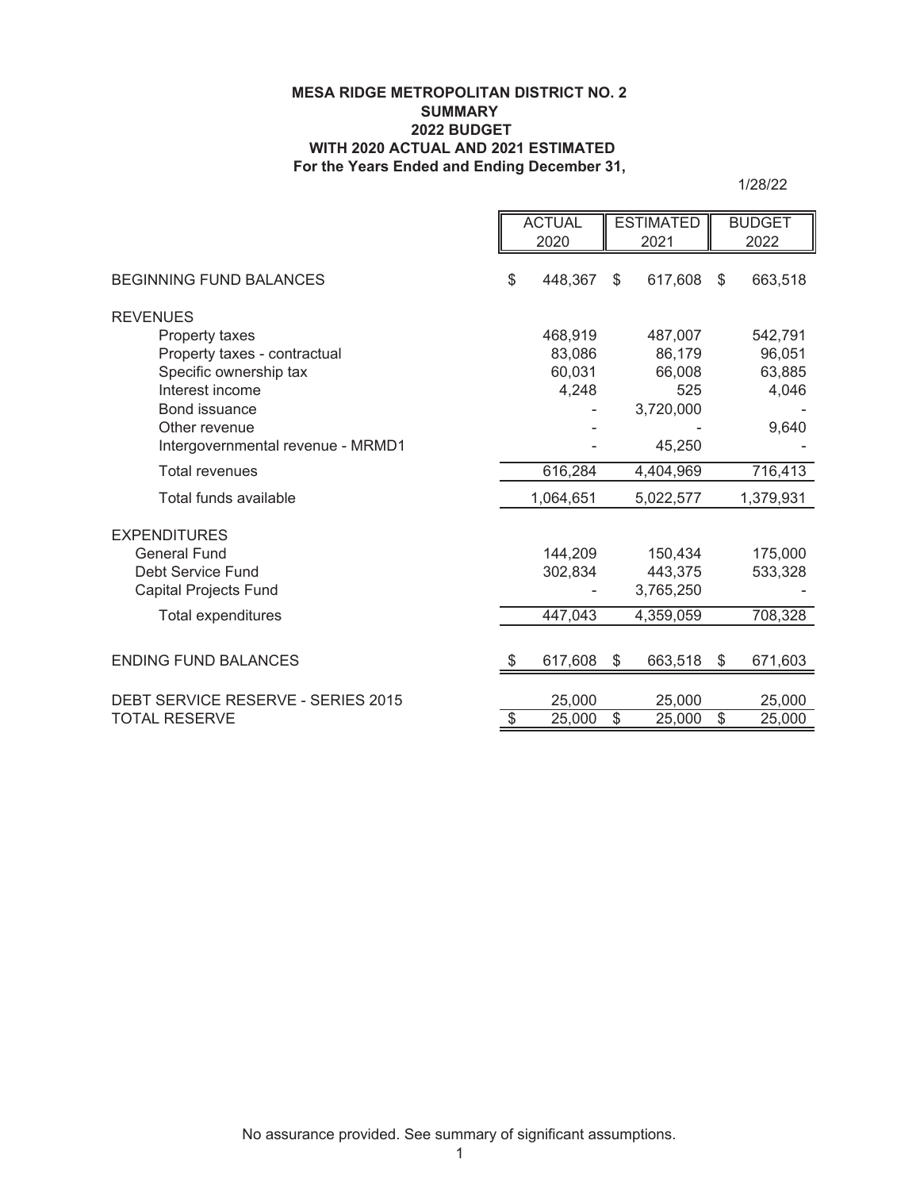# MESA RIDGE METROPOLITAN DISTRICT NO. 2
## SUMMARY
## 2022 BUDGET
## WITH 2020 ACTUAL AND 2021 ESTIMATED
## For the Years Ended and Ending December 31,

1/28/22

| | ACTUAL 2020 | ESTIMATED 2021 | BUDGET 2022 |
|---|---|---|---|
| BEGINNING FUND BALANCES | $ 448,367 | $ 617,608 | $ 663,518 |
| REVENUES | | | |
| Property taxes | 468,919 | 487,007 | 542,791 |
| Property taxes - contractual | 83,086 | 86,179 | 96,051 |
| Specific ownership tax | 60,031 | 66,008 | 63,885 |
| Interest income | 4,248 | 525 | 4,046 |
| Bond issuance | - | 3,720,000 | - |
| Other revenue | - | - | 9,640 |
| Intergovernmental revenue - MRMD1 | - | 45,250 | - |
| Total revenues | 616,284 | 4,404,969 | 716,413 |
| Total funds available | 1,064,651 | 5,022,577 | 1,379,931 |
| EXPENDITURES | | | |
| General Fund | 144,209 | 150,434 | 175,000 |
| Debt Service Fund | 302,834 | 443,375 | 533,328 |
| Capital Projects Fund | - | 3,765,250 | - |
| Total expenditures | 447,043 | 4,359,059 | 708,328 |
| ENDING FUND BALANCES | $ 617,608 | $ 663,518 | $ 671,603 |
| DEBT SERVICE RESERVE - SERIES 2015 | 25,000 | 25,000 | 25,000 |
| TOTAL RESERVE | $ 25,000 | $ 25,000 | $ 25,000 |

No assurance provided. See summary of significant assumptions.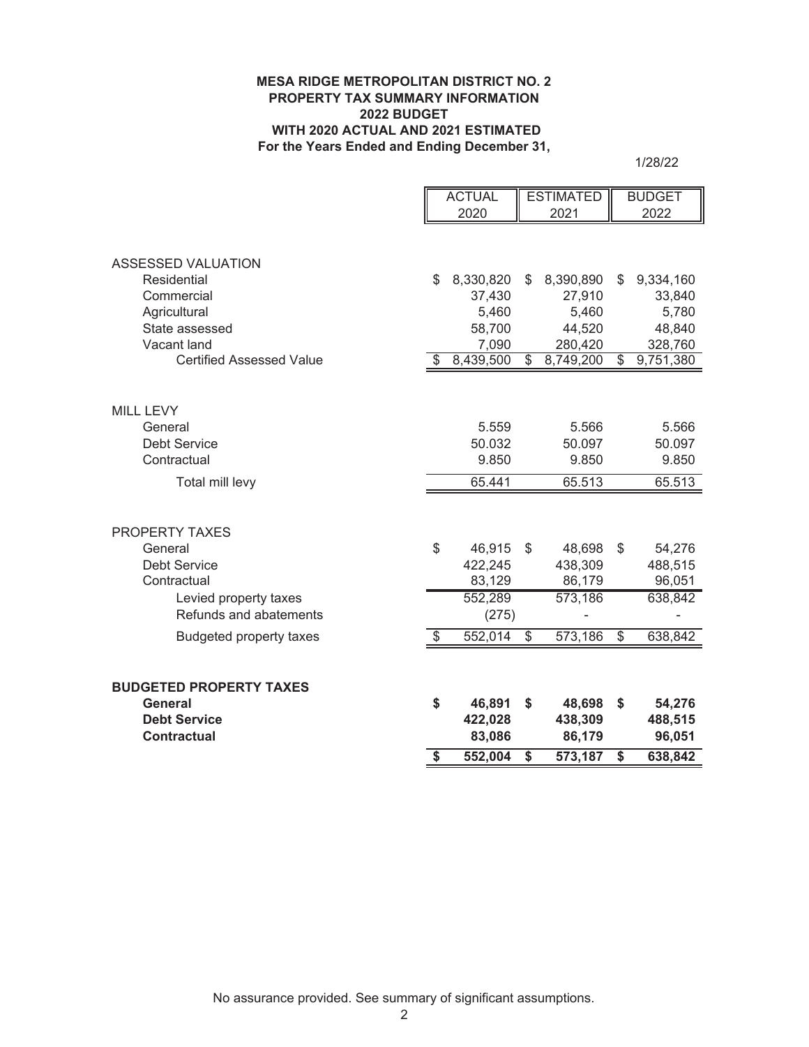**MESA RIDGE METROPOLITAN DISTRICT NO. 2**
**PROPERTY TAX SUMMARY INFORMATION**
**2022 BUDGET**
**WITH 2020 ACTUAL AND 2021 ESTIMATED**
**For the Years Ended and Ending December 31,**

1/28/22

| | ACTUAL 2020 | ESTIMATED 2021 | BUDGET 2022 |
|---|---|---|---|
| ASSESSED VALUATION | | | |
| Residential | $ 8,330,820 | $ 8,390,890 | $ 9,334,160 |
| Commercial | 37,430 | 27,910 | 33,840 |
| Agricultural | 5,460 | 5,460 | 5,780 |
| State assessed | 58,700 | 44,520 | 48,840 |
| Vacant land | 7,090 | 280,420 | 328,760 |
| Certified Assessed Value | $ 8,439,500 | $ 8,749,200 | $ 9,751,380 |
| | | | |
| MILL LEVY | | | |
| General | 5.559 | 5.566 | 5.566 |
| Debt Service | 50.032 | 50.097 | 50.097 |
| Contractual | 9.850 | 9.850 | 9.850 |
| Total mill levy | 65.441 | 65.513 | 65.513 |
| | | | |
| PROPERTY TAXES | | | |
| General | $ 46,915 | $ 48,698 | $ 54,276 |
| Debt Service | 422,245 | 438,309 | 488,515 |
| Contractual | 83,129 | 86,179 | 96,051 |
| Levied property taxes | 552,289 | 573,186 | 638,842 |
| Refunds and abatements | (275) | - | - |
| Budgeted property taxes | $ 552,014 | $ 573,186 | $ 638,842 |
| | | | |
| **BUDGETED PROPERTY TAXES** | | | |
| **General** | **$ 46,891** | **$ 48,698** | **$ 54,276** |
| **Debt Service** | **422,028** | **438,309** | **488,515** |
| **Contractual** | **83,086** | **86,179** | **96,051** |
| | **$ 552,004** | **$ 573,187** | **$ 638,842** |

No assurance provided. See summary of significant assumptions.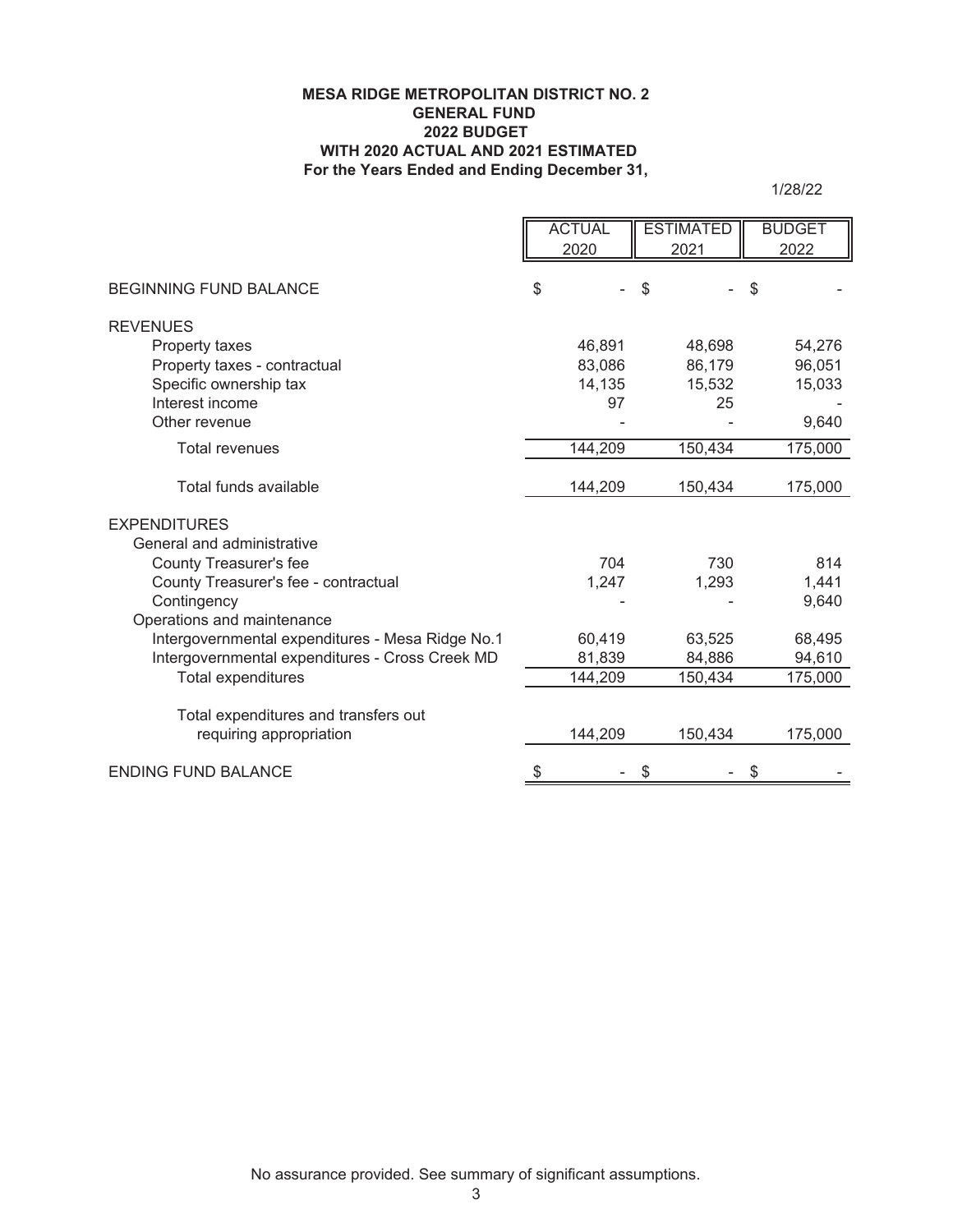**MESA RIDGE METROPOLITAN DISTRICT NO. 2**
**GENERAL FUND**
**2022 BUDGET**
**WITH 2020 ACTUAL AND 2021 ESTIMATED**
**For the Years Ended and Ending December 31,**

1/28/22

| | ACTUAL 2020 | ESTIMATED 2021 | BUDGET 2022 |
|---|---|---|---|
| BEGINNING FUND BALANCE | $ - | $ - | $ - |
| REVENUES | | | |
| Property taxes | 46,891 | 48,698 | 54,276 |
| Property taxes - contractual | 83,086 | 86,179 | 96,051 |
| Specific ownership tax | 14,135 | 15,532 | 15,033 |
| Interest income | 97 | 25 | - |
| Other revenue | - | - | 9,640 |
| Total revenues | 144,209 | 150,434 | 175,000 |
| Total funds available | 144,209 | 150,434 | 175,000 |
| EXPENDITURES | | | |
| General and administrative | | | |
| County Treasurer's fee | 704 | 730 | 814 |
| County Treasurer's fee - contractual | 1,247 | 1,293 | 1,441 |
| Contingency | - | - | 9,640 |
| Operations and maintenance | | | |
| Intergovernmental expenditures - Mesa Ridge No.1 | 60,419 | 63,525 | 68,495 |
| Intergovernmental expenditures - Cross Creek MD | 81,839 | 84,886 | 94,610 |
| Total expenditures | 144,209 | 150,434 | 175,000 |
| Total expenditures and transfers out requiring appropriation | 144,209 | 150,434 | 175,000 |
| ENDING FUND BALANCE | $ - | $ - | $ - |

No assurance provided. See summary of significant assumptions.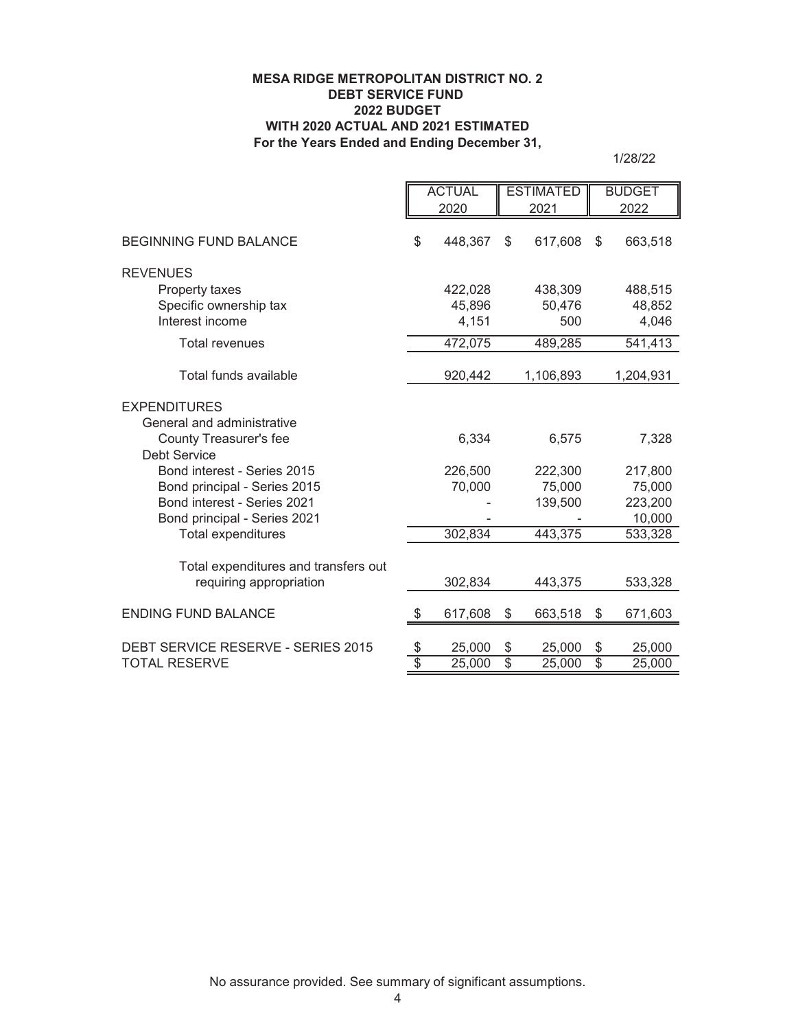**MESA RIDGE METROPOLITAN DISTRICT NO. 2**
**DEBT SERVICE FUND**
**2022 BUDGET**
**WITH 2020 ACTUAL AND 2021 ESTIMATED**
**For the Years Ended and Ending December 31,**

1/28/22

| | ACTUAL 2020 | ESTIMATED 2021 | BUDGET 2022 |
|---|---|---|---|
| BEGINNING FUND BALANCE | $ 448,367 | $ 617,608 | $ 663,518 |
| REVENUES | | | |
| Property taxes | 422,028 | 438,309 | 488,515 |
| Specific ownership tax | 45,896 | 50,476 | 48,852 |
| Interest income | 4,151 | 500 | 4,046 |
| Total revenues | 472,075 | 489,285 | 541,413 |
| Total funds available | 920,442 | 1,106,893 | 1,204,931 |
| EXPENDITURES | | | |
| General and administrative | | | |
| County Treasurer's fee | 6,334 | 6,575 | 7,328 |
| Debt Service | | | |
| Bond interest - Series 2015 | 226,500 | 222,300 | 217,800 |
| Bond principal - Series 2015 | 70,000 | 75,000 | 75,000 |
| Bond interest - Series 2021 | - | 139,500 | 223,200 |
| Bond principal - Series 2021 | - | - | 10,000 |
| Total expenditures | 302,834 | 443,375 | 533,328 |
| Total expenditures and transfers out requiring appropriation | 302,834 | 443,375 | 533,328 |
| ENDING FUND BALANCE | $ 617,608 | $ 663,518 | $ 671,603 |
| DEBT SERVICE RESERVE - SERIES 2015 | $ 25,000 | $ 25,000 | $ 25,000 |
| TOTAL RESERVE | $ 25,000 | $ 25,000 | $ 25,000 |

No assurance provided. See summary of significant assumptions.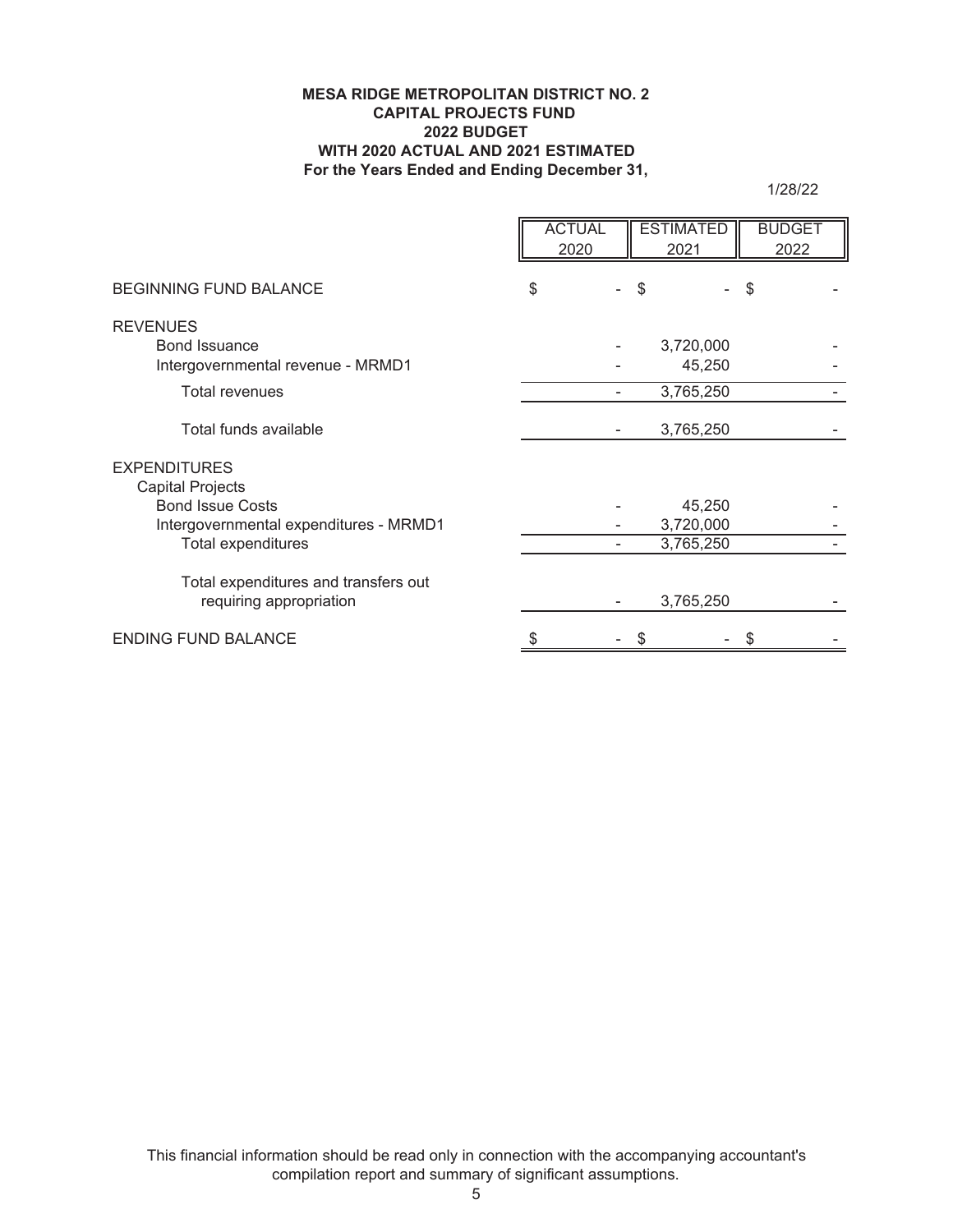**MESA RIDGE METROPOLITAN DISTRICT NO. 2**
**CAPITAL PROJECTS FUND**
**2022 BUDGET**
**WITH 2020 ACTUAL AND 2021 ESTIMATED**
**For the Years Ended and Ending December 31,**

1/28/22

| | ACTUAL 2020 | ESTIMATED 2021 | BUDGET 2022 |
|---|---|---|---|
| BEGINNING FUND BALANCE | $ - | $ - | $ - |
| REVENUES | | | |
| Bond Issuance | - | 3,720,000 | - |
| Intergovernmental revenue - MRMD1 | - | 45,250 | - |
| Total revenues | - | 3,765,250 | - |
| Total funds available | - | 3,765,250 | - |
| EXPENDITURES | | | |
| Capital Projects | | | |
| Bond Issue Costs | - | 45,250 | - |
| Intergovernmental expenditures - MRMD1 | - | 3,720,000 | - |
| Total expenditures | - | 3,765,250 | - |
| Total expenditures and transfers out requiring appropriation | - | 3,765,250 | - |
| ENDING FUND BALANCE | $ - | $ - | $ - |

This financial information should be read only in connection with the accompanying accountant's compilation report and summary of significant assumptions.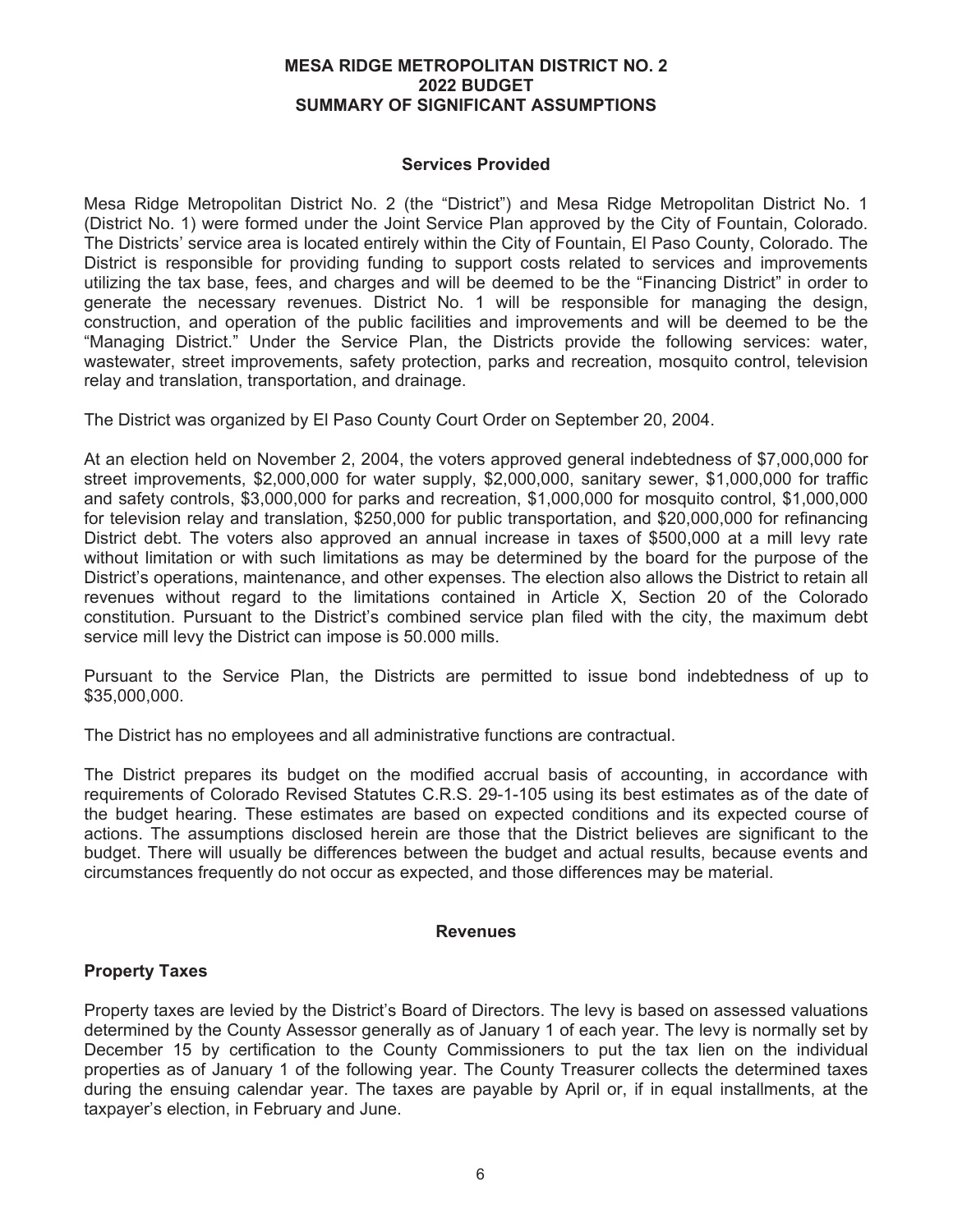# MESA RIDGE METROPOLITAN DISTRICT NO. 2
# 2022 BUDGET
# SUMMARY OF SIGNIFICANT ASSUMPTIONS

## Services Provided

Mesa Ridge Metropolitan District No. 2 (the "District") and Mesa Ridge Metropolitan District No. 1 (District No. 1) were formed under the Joint Service Plan approved by the City of Fountain, Colorado. The Districts' service area is located entirely within the City of Fountain, El Paso County, Colorado. The District is responsible for providing funding to support costs related to services and improvements utilizing the tax base, fees, and charges and will be deemed to be the "Financing District" in order to generate the necessary revenues. District No. 1 will be responsible for managing the design, construction, and operation of the public facilities and improvements and will be deemed to be the "Managing District." Under the Service Plan, the Districts provide the following services: water, wastewater, street improvements, safety protection, parks and recreation, mosquito control, television relay and translation, transportation, and drainage.

The District was organized by El Paso County Court Order on September 20, 2004.

At an election held on November 2, 2004, the voters approved general indebtedness of $7,000,000 for street improvements, $2,000,000 for water supply, $2,000,000, sanitary sewer, $1,000,000 for traffic and safety controls, $3,000,000 for parks and recreation, $1,000,000 for mosquito control, $1,000,000 for television relay and translation, $250,000 for public transportation, and $20,000,000 for refinancing District debt. The voters also approved an annual increase in taxes of $500,000 at a mill levy rate without limitation or with such limitations as may be determined by the board for the purpose of the District's operations, maintenance, and other expenses. The election also allows the District to retain all revenues without regard to the limitations contained in Article X, Section 20 of the Colorado constitution. Pursuant to the District's combined service plan filed with the city, the maximum debt service mill levy the District can impose is 50.000 mills.

Pursuant to the Service Plan, the Districts are permitted to issue bond indebtedness of up to $35,000,000.

The District has no employees and all administrative functions are contractual.

The District prepares its budget on the modified accrual basis of accounting, in accordance with requirements of Colorado Revised Statutes C.R.S. 29-1-105 using its best estimates as of the date of the budget hearing. These estimates are based on expected conditions and its expected course of actions. The assumptions disclosed herein are those that the District believes are significant to the budget. There will usually be differences between the budget and actual results, because events and circumstances frequently do not occur as expected, and those differences may be material.

## Revenues

### Property Taxes

Property taxes are levied by the District's Board of Directors. The levy is based on assessed valuations determined by the County Assessor generally as of January 1 of each year. The levy is normally set by December 15 by certification to the County Commissioners to put the tax lien on the individual properties as of January 1 of the following year. The County Treasurer collects the determined taxes during the ensuing calendar year. The taxes are payable by April or, if in equal installments, at the taxpayer's election, in February and June.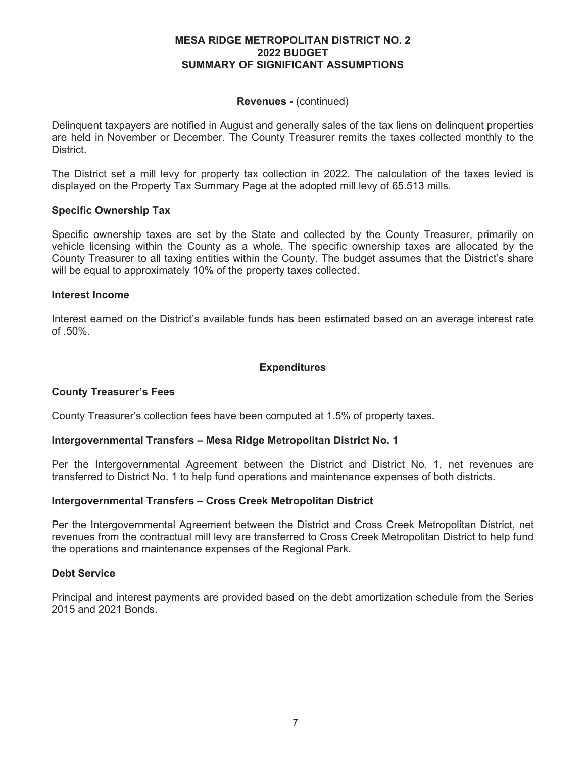**MESA RIDGE METROPOLITAN DISTRICT NO. 2**
**2022 BUDGET**
**SUMMARY OF SIGNIFICANT ASSUMPTIONS**

**Revenues -** (continued)

Delinquent taxpayers are notified in August and generally sales of the tax liens on delinquent properties are held in November or December. The County Treasurer remits the taxes collected monthly to the District.

The District set a mill levy for property tax collection in 2022. The calculation of the taxes levied is displayed on the Property Tax Summary Page at the adopted mill levy of 65.513 mills.

### Specific Ownership Tax

Specific ownership taxes are set by the State and collected by the County Treasurer, primarily on vehicle licensing within the County as a whole. The specific ownership taxes are allocated by the County Treasurer to all taxing entities within the County. The budget assumes that the District's share will be equal to approximately 10% of the property taxes collected.

### Interest Income

Interest earned on the District's available funds has been estimated based on an average interest rate of .50%.

## Expenditures

### County Treasurer's Fees

County Treasurer's collection fees have been computed at 1.5% of property taxes**.**

### Intergovernmental Transfers – Mesa Ridge Metropolitan District No. 1

Per the Intergovernmental Agreement between the District and District No. 1, net revenues are transferred to District No. 1 to help fund operations and maintenance expenses of both districts.

### Intergovernmental Transfers – Cross Creek Metropolitan District

Per the Intergovernmental Agreement between the District and Cross Creek Metropolitan District, net revenues from the contractual mill levy are transferred to Cross Creek Metropolitan District to help fund the operations and maintenance expenses of the Regional Park.

### Debt Service

Principal and interest payments are provided based on the debt amortization schedule from the Series 2015 and 2021 Bonds.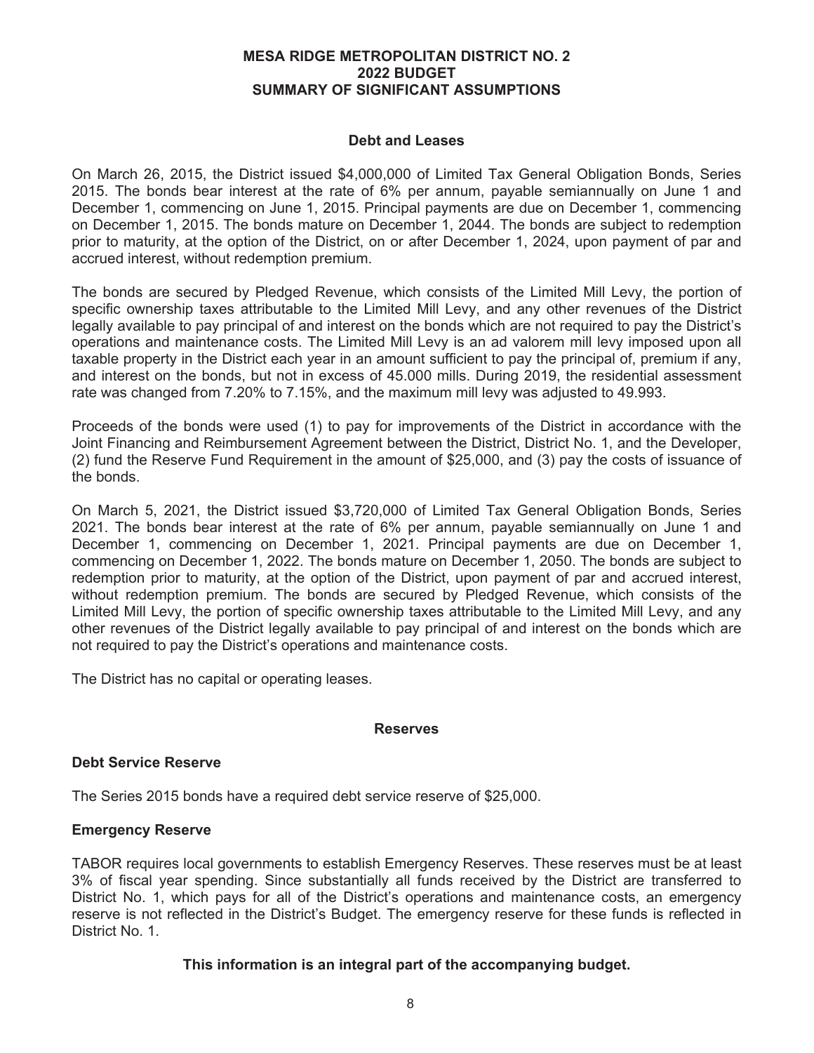**MESA RIDGE METROPOLITAN DISTRICT NO. 2**
**2022 BUDGET**
**SUMMARY OF SIGNIFICANT ASSUMPTIONS**

## Debt and Leases

On March 26, 2015, the District issued $4,000,000 of Limited Tax General Obligation Bonds, Series 2015. The bonds bear interest at the rate of 6% per annum, payable semiannually on June 1 and December 1, commencing on June 1, 2015. Principal payments are due on December 1, commencing on December 1, 2015. The bonds mature on December 1, 2044. The bonds are subject to redemption prior to maturity, at the option of the District, on or after December 1, 2024, upon payment of par and accrued interest, without redemption premium.

The bonds are secured by Pledged Revenue, which consists of the Limited Mill Levy, the portion of specific ownership taxes attributable to the Limited Mill Levy, and any other revenues of the District legally available to pay principal of and interest on the bonds which are not required to pay the District's operations and maintenance costs. The Limited Mill Levy is an ad valorem mill levy imposed upon all taxable property in the District each year in an amount sufficient to pay the principal of, premium if any, and interest on the bonds, but not in excess of 45.000 mills. During 2019, the residential assessment rate was changed from 7.20% to 7.15%, and the maximum mill levy was adjusted to 49.993.

Proceeds of the bonds were used (1) to pay for improvements of the District in accordance with the Joint Financing and Reimbursement Agreement between the District, District No. 1, and the Developer, (2) fund the Reserve Fund Requirement in the amount of $25,000, and (3) pay the costs of issuance of the bonds.

On March 5, 2021, the District issued $3,720,000 of Limited Tax General Obligation Bonds, Series 2021. The bonds bear interest at the rate of 6% per annum, payable semiannually on June 1 and December 1, commencing on December 1, 2021. Principal payments are due on December 1, commencing on December 1, 2022. The bonds mature on December 1, 2050. The bonds are subject to redemption prior to maturity, at the option of the District, upon payment of par and accrued interest, without redemption premium. The bonds are secured by Pledged Revenue, which consists of the Limited Mill Levy, the portion of specific ownership taxes attributable to the Limited Mill Levy, and any other revenues of the District legally available to pay principal of and interest on the bonds which are not required to pay the District's operations and maintenance costs.

The District has no capital or operating leases.

## Reserves

### Debt Service Reserve

The Series 2015 bonds have a required debt service reserve of $25,000.

### Emergency Reserve

TABOR requires local governments to establish Emergency Reserves. These reserves must be at least 3% of fiscal year spending. Since substantially all funds received by the District are transferred to District No. 1, which pays for all of the District's operations and maintenance costs, an emergency reserve is not reflected in the District's Budget. The emergency reserve for these funds is reflected in District No. 1.

**This information is an integral part of the accompanying budget.**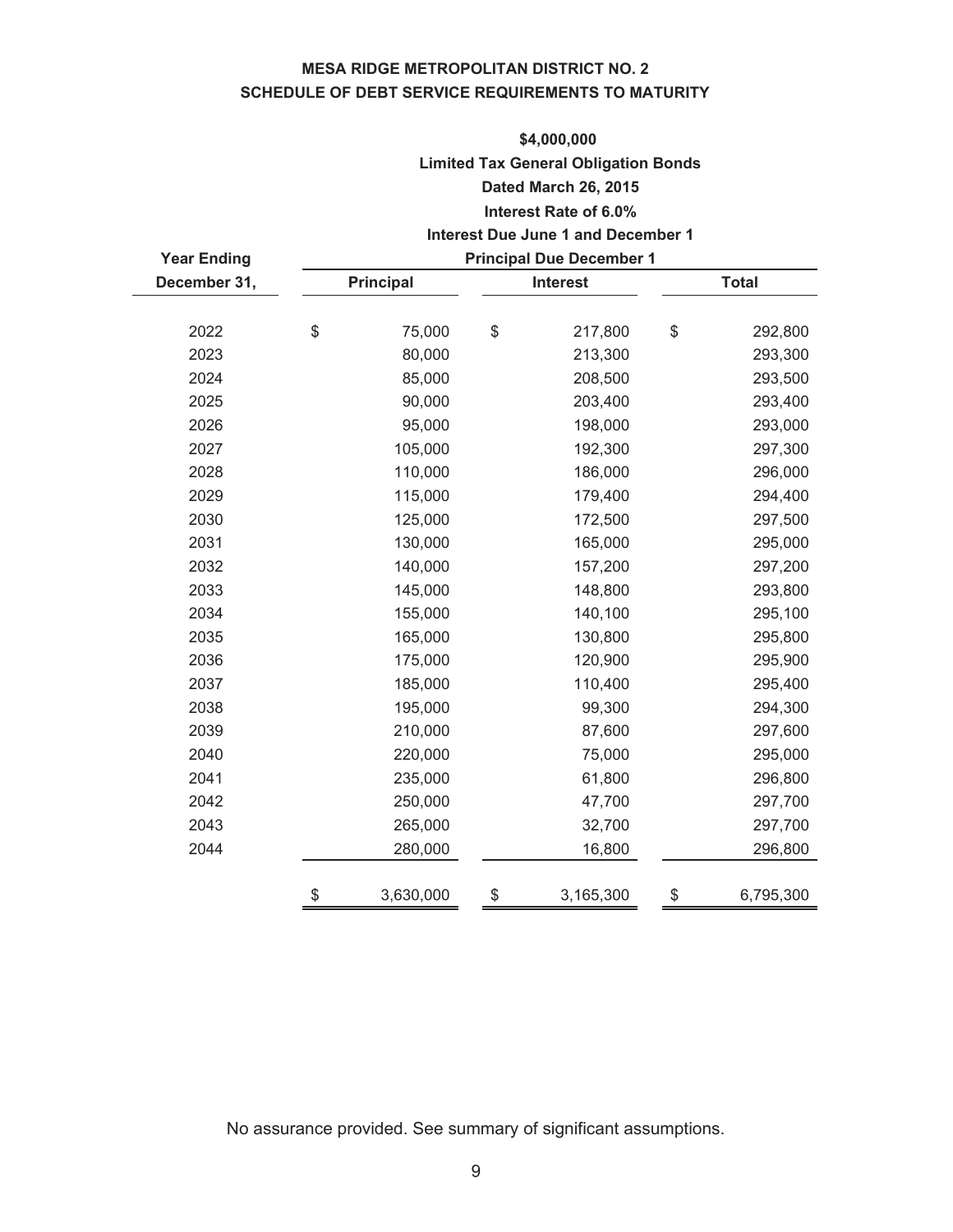# MESA RIDGE METROPOLITAN DISTRICT NO. 2
## SCHEDULE OF DEBT SERVICE REQUIREMENTS TO MATURITY

| Year Ending December 31, | $4,000,000 Limited Tax General Obligation Bonds Dated March 26, 2015 Interest Rate of 6.0% Interest Due June 1 and December 1 Principal Due December 1 | | |
|---|---|---|---|
| | Principal | Interest | Total |
| 2022 | $ 75,000 | $ 217,800 | $ 292,800 |
| 2023 | 80,000 | 213,300 | 293,300 |
| 2024 | 85,000 | 208,500 | 293,500 |
| 2025 | 90,000 | 203,400 | 293,400 |
| 2026 | 95,000 | 198,000 | 293,000 |
| 2027 | 105,000 | 192,300 | 297,300 |
| 2028 | 110,000 | 186,000 | 296,000 |
| 2029 | 115,000 | 179,400 | 294,400 |
| 2030 | 125,000 | 172,500 | 297,500 |
| 2031 | 130,000 | 165,000 | 295,000 |
| 2032 | 140,000 | 157,200 | 297,200 |
| 2033 | 145,000 | 148,800 | 293,800 |
| 2034 | 155,000 | 140,100 | 295,100 |
| 2035 | 165,000 | 130,800 | 295,800 |
| 2036 | 175,000 | 120,900 | 295,900 |
| 2037 | 185,000 | 110,400 | 295,400 |
| 2038 | 195,000 | 99,300 | 294,300 |
| 2039 | 210,000 | 87,600 | 297,600 |
| 2040 | 220,000 | 75,000 | 295,000 |
| 2041 | 235,000 | 61,800 | 296,800 |
| 2042 | 250,000 | 47,700 | 297,700 |
| 2043 | 265,000 | 32,700 | 297,700 |
| 2044 | 280,000 | 16,800 | 296,800 |
| | $ 3,630,000 | $ 3,165,300 | $ 6,795,300 |

No assurance provided. See summary of significant assumptions.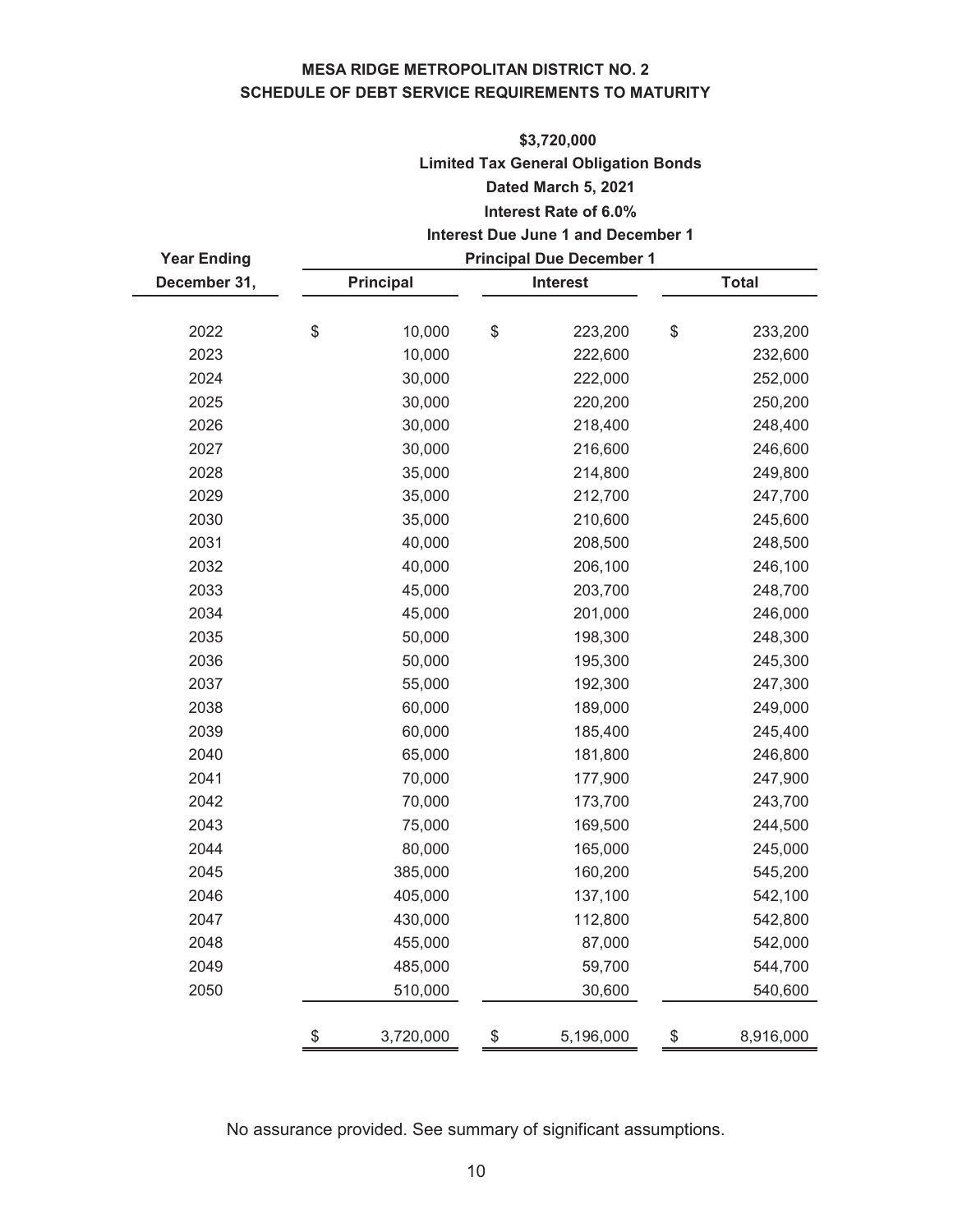**MESA RIDGE METROPOLITAN DISTRICT NO. 2**
**SCHEDULE OF DEBT SERVICE REQUIREMENTS TO MATURITY**

| Year Ending December 31, | $3,720,000 Limited Tax General Obligation Bonds Dated March 5, 2021 Interest Rate of 6.0% Interest Due June 1 and December 1 Principal Due December 1 | | |
|---|---|---|---|
| | Principal | Interest | Total |
| 2022 | $ 10,000 | $ 223,200 | $ 233,200 |
| 2023 | 10,000 | 222,600 | 232,600 |
| 2024 | 30,000 | 222,000 | 252,000 |
| 2025 | 30,000 | 220,200 | 250,200 |
| 2026 | 30,000 | 218,400 | 248,400 |
| 2027 | 30,000 | 216,600 | 246,600 |
| 2028 | 35,000 | 214,800 | 249,800 |
| 2029 | 35,000 | 212,700 | 247,700 |
| 2030 | 35,000 | 210,600 | 245,600 |
| 2031 | 40,000 | 208,500 | 248,500 |
| 2032 | 40,000 | 206,100 | 246,100 |
| 2033 | 45,000 | 203,700 | 248,700 |
| 2034 | 45,000 | 201,000 | 246,000 |
| 2035 | 50,000 | 198,300 | 248,300 |
| 2036 | 50,000 | 195,300 | 245,300 |
| 2037 | 55,000 | 192,300 | 247,300 |
| 2038 | 60,000 | 189,000 | 249,000 |
| 2039 | 60,000 | 185,400 | 245,400 |
| 2040 | 65,000 | 181,800 | 246,800 |
| 2041 | 70,000 | 177,900 | 247,900 |
| 2042 | 70,000 | 173,700 | 243,700 |
| 2043 | 75,000 | 169,500 | 244,500 |
| 2044 | 80,000 | 165,000 | 245,000 |
| 2045 | 385,000 | 160,200 | 545,200 |
| 2046 | 405,000 | 137,100 | 542,100 |
| 2047 | 430,000 | 112,800 | 542,800 |
| 2048 | 455,000 | 87,000 | 542,000 |
| 2049 | 485,000 | 59,700 | 544,700 |
| 2050 | 510,000 | 30,600 | 540,600 |
| | $ 3,720,000 | $ 5,196,000 | $ 8,916,000 |

No assurance provided. See summary of significant assumptions.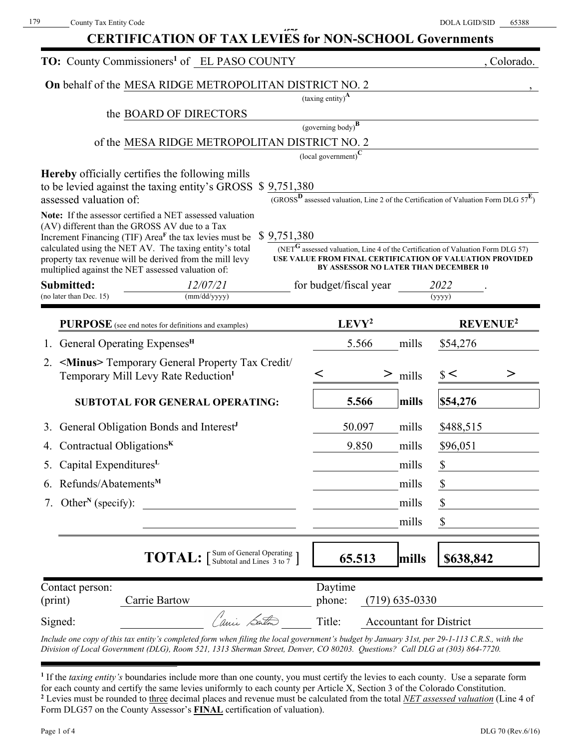179 County Tax Entity Code DOLA LGID/SID 65388

# CERTIFICATION OF TAX LEVIES for NON-SCHOOL Governments

**TO:** County Commissioners[1] of EL PASO COUNTY, Colorado.

**On** behalf of the MESA RIDGE METROPOLITAN DISTRICT NO. 2,
(taxing entity)[A]

the BOARD OF DIRECTORS
(governing body)[B]

of the MESA RIDGE METROPOLITAN DISTRICT NO. 2
(local government)[C]

**Hereby** officially certifies the following mills to be levied against the taxing entity's GROSS assessed valuation of: $ 9,751,380
(GROSS[D] assessed valuation, Line 2 of the Certification of Valuation Form DLG 57[E])

**Note:** If the assessor certified a NET assessed valuation (AV) different than the GROSS AV due to a Tax Increment Financing (TIF) Area[F] the tax levies must be calculated using the NET AV. The taxing entity's total property tax revenue will be derived from the mill levy multiplied against the NET assessed valuation of: $ 9,751,380
(NET[G] assessed valuation, Line 4 of the Certification of Valuation Form DLG 57)
**USE VALUE FROM FINAL CERTIFICATION OF VALUATION PROVIDED BY ASSESSOR NO LATER THAN DECEMBER 10**

**Submitted:** *12/07/21* for budget/fiscal year *2022*.
(no later than Dec. 15) (mm/dd/yyyy) (yyyy)

| **PURPOSE** (see end notes for definitions and examples) | **LEVY**[2] | | **REVENUE**[2] |
|---|---|---|---|
| 1. General Operating Expenses[H] | 5.566 | mills | $54,276 |
| 2. <Minus> Temporary General Property Tax Credit/ Temporary Mill Levy Rate Reduction[I] | < > | mills | $ < > |
| **SUBTOTAL FOR GENERAL OPERATING:** | **5.566** | **mills** | **$54,276** |
| 3. General Obligation Bonds and Interest[J] | 50.097 | mills | $488,515 |
| 4. Contractual Obligations[K] | 9.850 | mills | $96,051 |
| 5. Capital Expenditures[L] | | mills | $ |
| 6. Refunds/Abatements[M] | | mills | $ |
| 7. Other[N] (specify): | | mills | $ |
| | | mills | $ |
| **TOTAL:** [Sum of General Operating Subtotal and Lines 3 to 7] | **65.513** | **mills** | **$638,842** |

Contact person: (print) Carrie Bartow — Daytime phone: (719) 635-0330

Signed: *Carrie Bartow* — Title: Accountant for District

*Include one copy of this tax entity's completed form when filing the local government's budget by January 31st, per 29-1-113 C.R.S., with the Division of Local Government (DLG), Room 521, 1313 Sherman Street, Denver, CO 80203. Questions? Call DLG at (303) 864-7720.*

[1] If the *taxing entity's* boundaries include more than one county, you must certify the levies to each county. Use a separate form for each county and certify the same levies uniformly to each county per Article X, Section 3 of the Colorado Constitution.
[2] Levies must be rounded to three decimal places and revenue must be calculated from the total *NET assessed valuation* (Line 4 of Form DLG57 on the County Assessor's **FINAL** certification of valuation).

DLG 70 (Rev.6/16)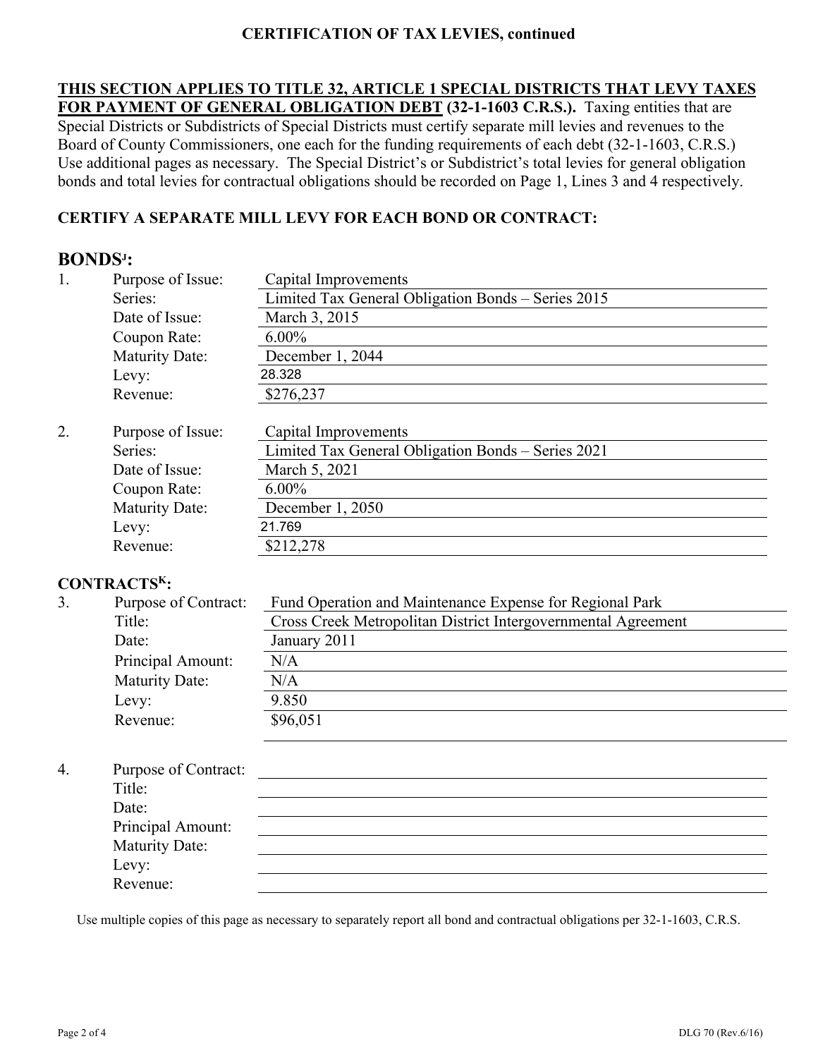## CERTIFICATION OF TAX LEVIES, continued

**THIS SECTION APPLIES TO TITLE 32, ARTICLE 1 SPECIAL DISTRICTS THAT LEVY TAXES FOR PAYMENT OF GENERAL OBLIGATION DEBT (32-1-1603 C.R.S.).** Taxing entities that are Special Districts or Subdistricts of Special Districts must certify separate mill levies and revenues to the Board of County Commissioners, one each for the funding requirements of each debt (32-1-1603, C.R.S.) Use additional pages as necessary. The Special District's or Subdistrict's total levies for general obligation bonds and total levies for contractual obligations should be recorded on Page 1, Lines 3 and 4 respectively.

**CERTIFY A SEPARATE MILL LEVY FOR EACH BOND OR CONTRACT:**

### BONDS[J]:

1. | | |
   |---|---|
   | Purpose of Issue: | Capital Improvements |
   | Series: | Limited Tax General Obligation Bonds – Series 2015 |
   | Date of Issue: | March 3, 2015 |
   | Coupon Rate: | 6.00% |
   | Maturity Date: | December 1, 2044 |
   | Levy: | 28.328 |
   | Revenue: | $276,237 |

2. | | |
   |---|---|
   | Purpose of Issue: | Capital Improvements |
   | Series: | Limited Tax General Obligation Bonds – Series 2021 |
   | Date of Issue: | March 5, 2021 |
   | Coupon Rate: | 6.00% |
   | Maturity Date: | December 1, 2050 |
   | Levy: | 21.769 |
   | Revenue: | $212,278 |

### CONTRACTS[K]:

3. | | |
   |---|---|
   | Purpose of Contract: | Fund Operation and Maintenance Expense for Regional Park |
   | Title: | Cross Creek Metropolitan District Intergovernmental Agreement |
   | Date: | January 2011 |
   | Principal Amount: | N/A |
   | Maturity Date: | N/A |
   | Levy: | 9.850 |
   | Revenue: | $96,051 |

4. | | |
   |---|---|
   | Purpose of Contract: | |
   | Title: | |
   | Date: | |
   | Principal Amount: | |
   | Maturity Date: | |
   | Levy: | |
   | Revenue: | |

Use multiple copies of this page as necessary to separately report all bond and contractual obligations per 32-1-1603, C.R.S.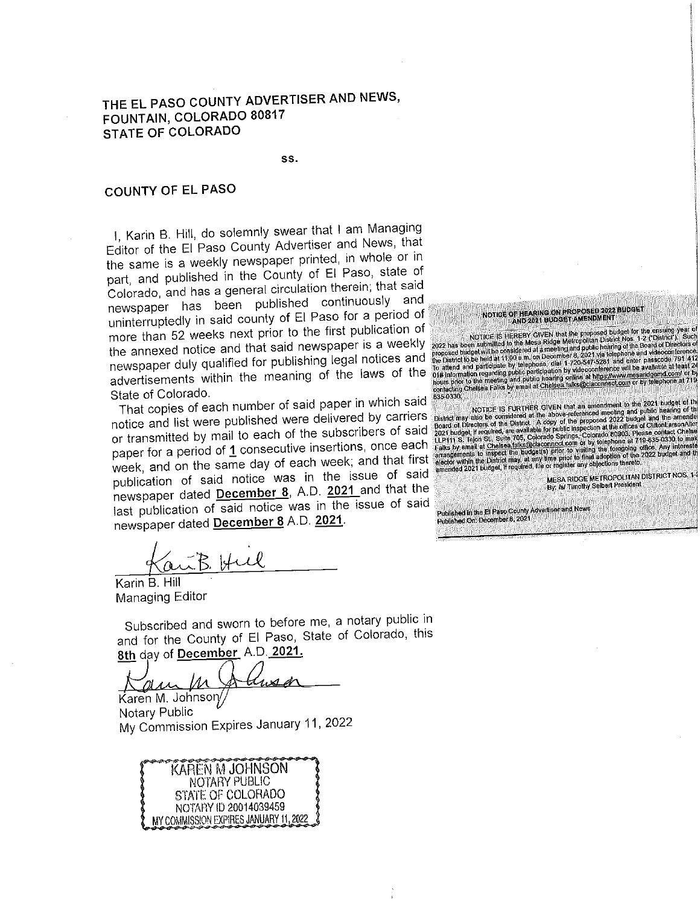THE EL PASO COUNTY ADVERTISER AND NEWS,
FOUNTAIN, COLORADO 80817
STATE OF COLORADO

ss.

COUNTY OF EL PASO

I, Karin B. Hill, do solemnly swear that I am Managing Editor of the El Paso County Advertiser and News, that the same is a weekly newspaper printed, in whole or in part, and published in the County of El Paso, state of Colorado, and has a general circulation therein; that said newspaper has been published continuously and uninterruptedly in said county of El Paso for a period of more than 52 weeks next prior to the first publication of the annexed notice and that said newspaper is a weekly newspaper duly qualified for publishing legal notices and advertisements within the meaning of the laws of the State of Colorado.

That copies of each number of said paper in which said notice and list were published were delivered by carriers or transmitted by mail to each of the subscribers of said paper for a period of **1** consecutive insertions, once each week, and on the same day of each week; and that first publication of said notice was in the issue of said newspaper dated **December 8**, A.D. **2021** and that the last publication of said notice was in the issue of said newspaper dated **December 8** A.D. **2021**.

Karin B. Hill
Managing Editor

Subscribed and sworn to before me, a notary public in and for the County of El Paso, State of Colorado, this **8th** day of **December** A.D. **2021.**

Karen M. Johnson
Notary Public
My Commission Expires January 11, 2022

KAREN M JOHNSON
NOTARY PUBLIC
STATE OF COLORADO
NOTARY ID 20014039459
MY COMMISSION EXPIRES JANUARY 11, 2022

**NOTICE OF HEARING ON PROPOSED 2022 BUDGET AND 2021 BUDGET AMENDMENT**

NOTICE IS HEREBY GIVEN that the proposed budget for the ensuing year of 2022 has been submitted to the Mesa Ridge Metropolitan District Nos. 1-2 ("District"). Such proposed budget will be considered at a meeting and public hearing of the Board of Directors of the District to be held at 11:00 a.m. on December 8, 2021 via telephone and videoconference. To attend and participate by telephone, dial 1-720-547-5281 and enter passcode 791 412 01#. Information regarding public participation by videoconference will be available at least 24 hours prior to the meeting and public hearing online at https://www.mesaridgemd.com/ or by contacting Chelsea Falks by email at Chelsea.falks@claconnect.com or by telephone at 719-635-0330.

NOTICE IS FURTHER GIVEN that an amendment to the 2021 budget of the District may also be considered at the above-referenced meeting and public hearing of the Board of Directors of the District. A copy of the proposed 2022 budget and the amended 2021 budget, if required, are available for public inspection at the offices of CliftonLarsonAllen LLP, 111 S. Tejon St., Suite 705, Colorado Springs, Colorado 80903. Please contact Chelsea Falks by email at Chelsea.falks@claconnect.com or by telephone at 719-635-0330 to make arrangements to inspect the budget(s) prior to visiting the foregoing office. Any interested elector within the District may, at any time prior to final adoption of the 2022 budget and the amended 2021 budget, if required, file or register any objections thereto.

MESA RIDGE METROPOLITAN DISTRICT NOS. 1-2
By: /s/ Timothy Seibert President

Published in the El Paso County Advertiser and News
Published On: December 8, 2021